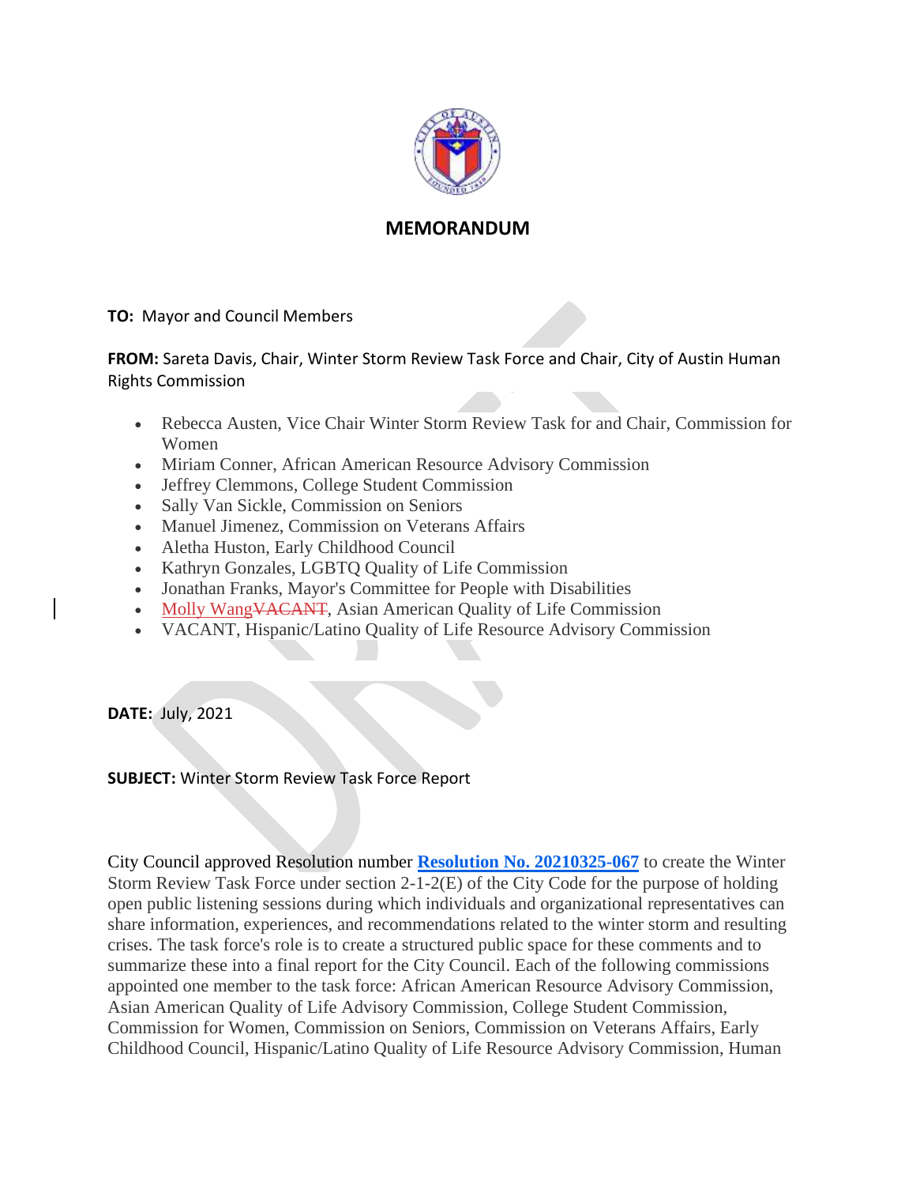# MEMORANDUM

**TO:** Mayor and Council Members

**FROM:** Sareta Davis, Chair, Winter Storm Review Task Force and Chair, City of Austin Human Rights Commission

- Rebecca Austen, Vice Chair Winter Storm Review Task for and Chair, Commission for Women
- Miriam Conner, African American Resource Advisory Commission
- Jeffrey Clemmons, College Student Commission
- Sally Van Sickle, Commission on Seniors
- Manuel Jimenez, Commission on Veterans Affairs
- Aletha Huston, Early Childhood Council
- Kathryn Gonzales, LGBTQ Quality of Life Commission
- Jonathan Franks, Mayor's Committee for People with Disabilities
- Molly Wang~~VACANT~~, Asian American Quality of Life Commission
- VACANT, Hispanic/Latino Quality of Life Resource Advisory Commission

**DATE:** July, 2021

**SUBJECT:** Winter Storm Review Task Force Report

City Council approved Resolution number **Resolution No. 20210325-067** to create the Winter Storm Review Task Force under section 2-1-2(E) of the City Code for the purpose of holding open public listening sessions during which individuals and organizational representatives can share information, experiences, and recommendations related to the winter storm and resulting crises. The task force's role is to create a structured public space for these comments and to summarize these into a final report for the City Council. Each of the following commissions appointed one member to the task force: African American Resource Advisory Commission, Asian American Quality of Life Advisory Commission, College Student Commission, Commission for Women, Commission on Seniors, Commission on Veterans Affairs, Early Childhood Council, Hispanic/Latino Quality of Life Resource Advisory Commission, Human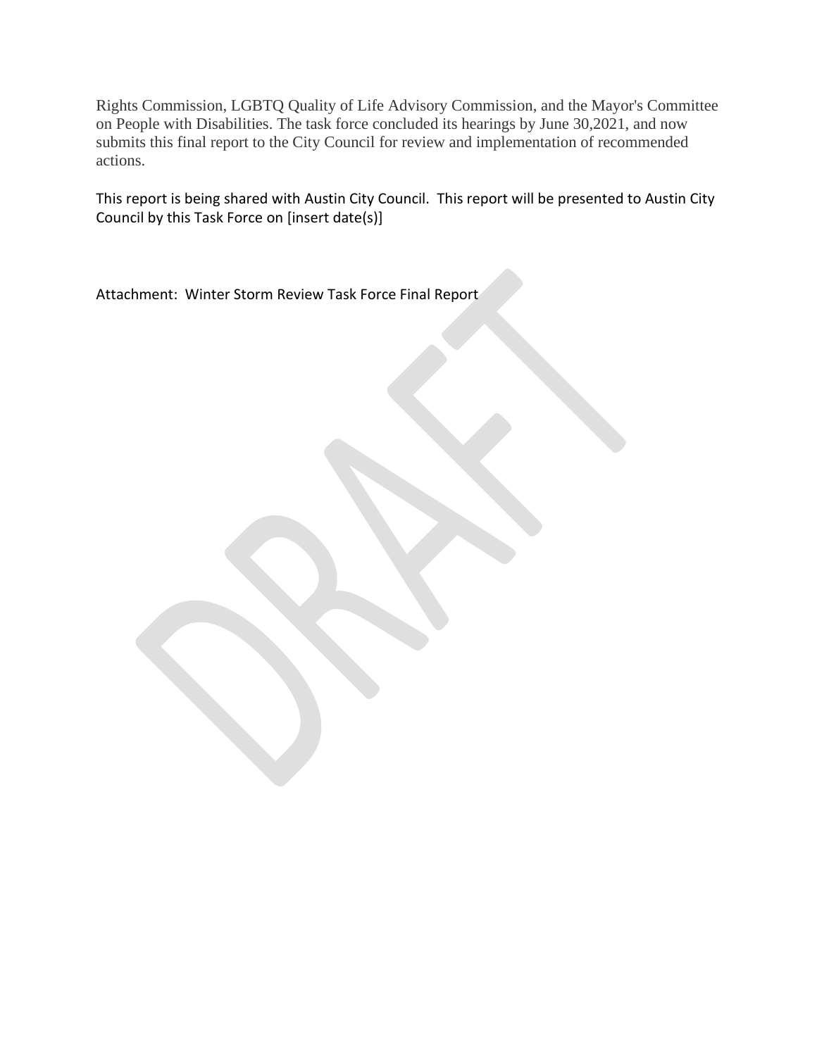Rights Commission, LGBTQ Quality of Life Advisory Commission, and the Mayor's Committee on People with Disabilities. The task force concluded its hearings by June 30,2021, and now submits this final report to the City Council for review and implementation of recommended actions.

This report is being shared with Austin City Council. This report will be presented to Austin City Council by this Task Force on [insert date(s)]

Attachment: Winter Storm Review Task Force Final Report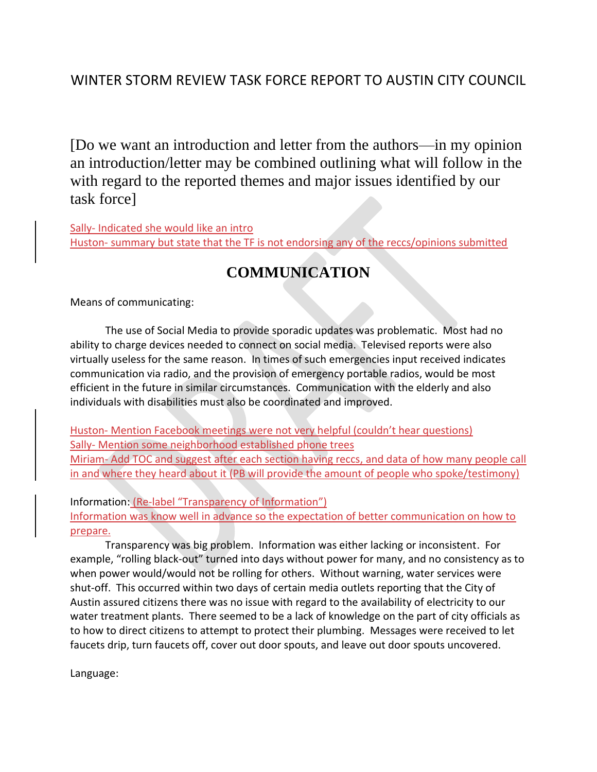WINTER STORM REVIEW TASK FORCE REPORT TO AUSTIN CITY COUNCIL

[Do we want an introduction and letter from the authors—in my opinion an introduction/letter may be combined outlining what will follow in the with regard to the reported themes and major issues identified by our task force]

Sally- Indicated she would like an intro
Huston- summary but state that the TF is not endorsing any of the reccs/opinions submitted

# COMMUNICATION

Means of communicating:

The use of Social Media to provide sporadic updates was problematic. Most had no ability to charge devices needed to connect on social media. Televised reports were also virtually useless for the same reason. In times of such emergencies input received indicates communication via radio, and the provision of emergency portable radios, would be most efficient in the future in similar circumstances. Communication with the elderly and also individuals with disabilities must also be coordinated and improved.

Huston- Mention Facebook meetings were not very helpful (couldn't hear questions)
Sally- Mention some neighborhood established phone trees
Miriam- Add TOC and suggest after each section having reccs, and data of how many people call in and where they heard about it (PB will provide the amount of people who spoke/testimony)

Information: (Re-label "Transparency of Information")
Information was know well in advance so the expectation of better communication on how to prepare.

Transparency was big problem. Information was either lacking or inconsistent. For example, "rolling black-out" turned into days without power for many, and no consistency as to when power would/would not be rolling for others. Without warning, water services were shut-off. This occurred within two days of certain media outlets reporting that the City of Austin assured citizens there was no issue with regard to the availability of electricity to our water treatment plants. There seemed to be a lack of knowledge on the part of city officials as to how to direct citizens to attempt to protect their plumbing. Messages were received to let faucets drip, turn faucets off, cover out door spouts, and leave out door spouts uncovered.

Language: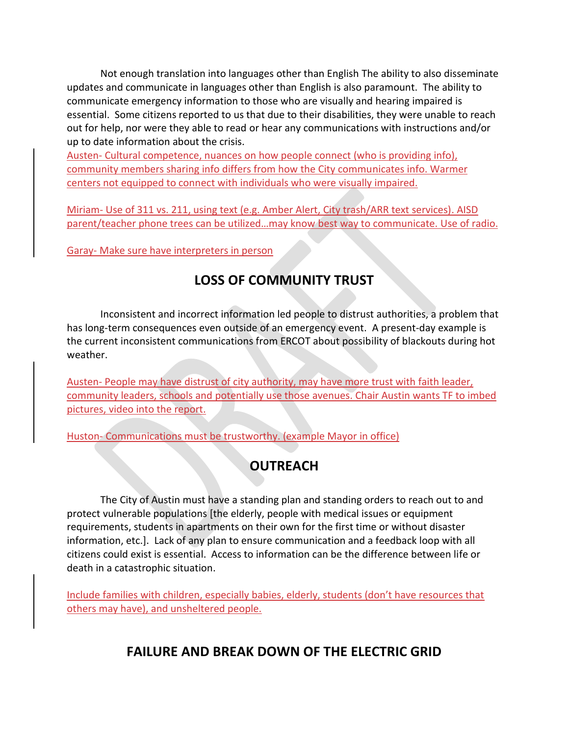Not enough translation into languages other than English The ability to also disseminate updates and communicate in languages other than English is also paramount. The ability to communicate emergency information to those who are visually and hearing impaired is essential. Some citizens reported to us that due to their disabilities, they were unable to reach out for help, nor were they able to read or hear any communications with instructions and/or up to date information about the crisis.

Austen- Cultural competence, nuances on how people connect (who is providing info), community members sharing info differs from how the City communicates info. Warmer centers not equipped to connect with individuals who were visually impaired.

Miriam- Use of 311 vs. 211, using text (e.g. Amber Alert, City trash/ARR text services). AISD parent/teacher phone trees can be utilized…may know best way to communicate. Use of radio.

Garay- Make sure have interpreters in person

## LOSS OF COMMUNITY TRUST

Inconsistent and incorrect information led people to distrust authorities, a problem that has long-term consequences even outside of an emergency event. A present-day example is the current inconsistent communications from ERCOT about possibility of blackouts during hot weather.

Austen- People may have distrust of city authority, may have more trust with faith leader, community leaders, schools and potentially use those avenues. Chair Austin wants TF to imbed pictures, video into the report.

Huston- Communications must be trustworthy. (example Mayor in office)

## OUTREACH

The City of Austin must have a standing plan and standing orders to reach out to and protect vulnerable populations [the elderly, people with medical issues or equipment requirements, students in apartments on their own for the first time or without disaster information, etc.]. Lack of any plan to ensure communication and a feedback loop with all citizens could exist is essential. Access to information can be the difference between life or death in a catastrophic situation.

Include families with children, especially babies, elderly, students (don't have resources that others may have), and unsheltered people.

## FAILURE AND BREAK DOWN OF THE ELECTRIC GRID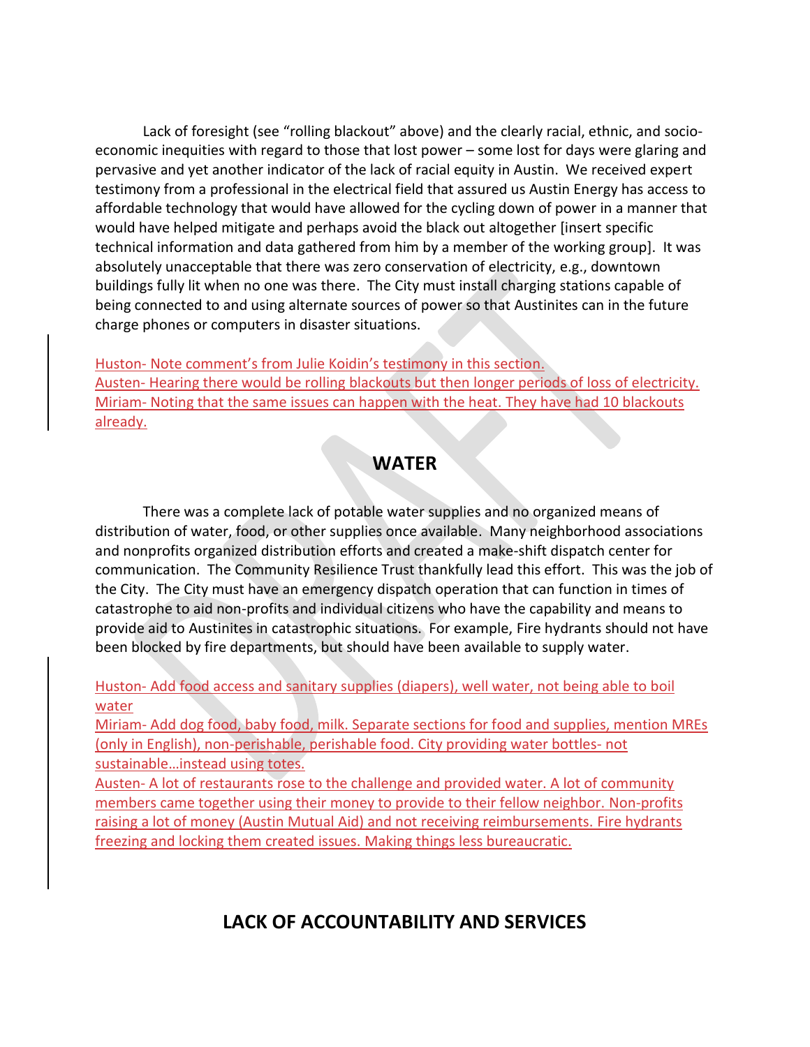Lack of foresight (see "rolling blackout" above) and the clearly racial, ethnic, and socio-economic inequities with regard to those that lost power – some lost for days were glaring and pervasive and yet another indicator of the lack of racial equity in Austin. We received expert testimony from a professional in the electrical field that assured us Austin Energy has access to affordable technology that would have allowed for the cycling down of power in a manner that would have helped mitigate and perhaps avoid the black out altogether [insert specific technical information and data gathered from him by a member of the working group]. It was absolutely unacceptable that there was zero conservation of electricity, e.g., downtown buildings fully lit when no one was there. The City must install charging stations capable of being connected to and using alternate sources of power so that Austinites can in the future charge phones or computers in disaster situations.

Huston- Note comment's from Julie Koidin's testimony in this section.
Austen- Hearing there would be rolling blackouts but then longer periods of loss of electricity.
Miriam- Noting that the same issues can happen with the heat. They have had 10 blackouts already.

## WATER

There was a complete lack of potable water supplies and no organized means of distribution of water, food, or other supplies once available. Many neighborhood associations and nonprofits organized distribution efforts and created a make-shift dispatch center for communication. The Community Resilience Trust thankfully lead this effort. This was the job of the City. The City must have an emergency dispatch operation that can function in times of catastrophe to aid non-profits and individual citizens who have the capability and means to provide aid to Austinites in catastrophic situations. For example, Fire hydrants should not have been blocked by fire departments, but should have been available to supply water.

Huston- Add food access and sanitary supplies (diapers), well water, not being able to boil water
Miriam- Add dog food, baby food, milk. Separate sections for food and supplies, mention MREs (only in English), non-perishable, perishable food. City providing water bottles- not sustainable…instead using totes.
Austen- A lot of restaurants rose to the challenge and provided water. A lot of community members came together using their money to provide to their fellow neighbor. Non-profits raising a lot of money (Austin Mutual Aid) and not receiving reimbursements. Fire hydrants freezing and locking them created issues. Making things less bureaucratic.

## LACK OF ACCOUNTABILITY AND SERVICES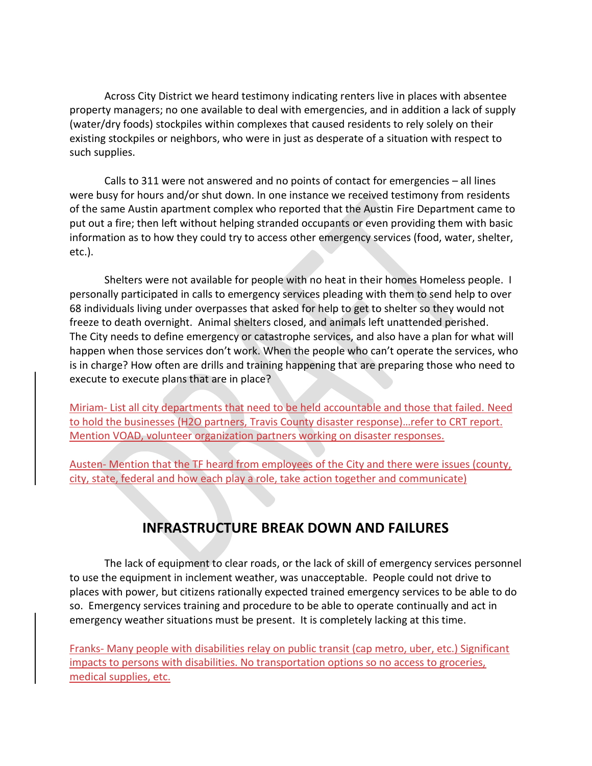Across City District we heard testimony indicating renters live in places with absentee property managers; no one available to deal with emergencies, and in addition a lack of supply (water/dry foods) stockpiles within complexes that caused residents to rely solely on their existing stockpiles or neighbors, who were in just as desperate of a situation with respect to such supplies.

Calls to 311 were not answered and no points of contact for emergencies – all lines were busy for hours and/or shut down. In one instance we received testimony from residents of the same Austin apartment complex who reported that the Austin Fire Department came to put out a fire; then left without helping stranded occupants or even providing them with basic information as to how they could try to access other emergency services (food, water, shelter, etc.).

Shelters were not available for people with no heat in their homes Homeless people. I personally participated in calls to emergency services pleading with them to send help to over 68 individuals living under overpasses that asked for help to get to shelter so they would not freeze to death overnight. Animal shelters closed, and animals left unattended perished. The City needs to define emergency or catastrophe services, and also have a plan for what will happen when those services don't work. When the people who can't operate the services, who is in charge? How often are drills and training happening that are preparing those who need to execute to execute plans that are in place?

Miriam- List all city departments that need to be held accountable and those that failed. Need to hold the businesses (H2O partners, Travis County disaster response)…refer to CRT report. Mention VOAD, volunteer organization partners working on disaster responses.

Austen- Mention that the TF heard from employees of the City and there were issues (county, city, state, federal and how each play a role, take action together and communicate)

## INFRASTRUCTURE BREAK DOWN AND FAILURES

The lack of equipment to clear roads, or the lack of skill of emergency services personnel to use the equipment in inclement weather, was unacceptable. People could not drive to places with power, but citizens rationally expected trained emergency services to be able to do so. Emergency services training and procedure to be able to operate continually and act in emergency weather situations must be present. It is completely lacking at this time.

Franks- Many people with disabilities relay on public transit (cap metro, uber, etc.) Significant impacts to persons with disabilities. No transportation options so no access to groceries, medical supplies, etc.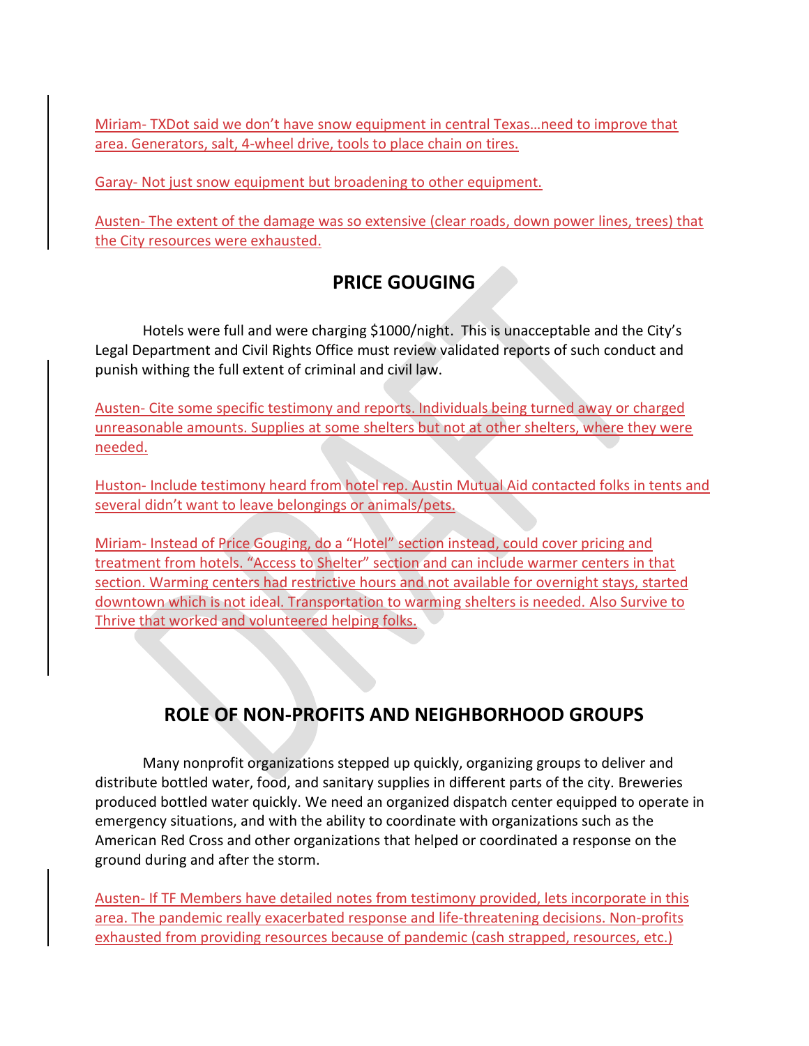Miriam- TXDot said we don't have snow equipment in central Texas…need to improve that area. Generators, salt, 4-wheel drive, tools to place chain on tires.

Garay- Not just snow equipment but broadening to other equipment.

Austen- The extent of the damage was so extensive (clear roads, down power lines, trees) that the City resources were exhausted.

## PRICE GOUGING

Hotels were full and were charging $1000/night. This is unacceptable and the City's Legal Department and Civil Rights Office must review validated reports of such conduct and punish withing the full extent of criminal and civil law.

Austen- Cite some specific testimony and reports. Individuals being turned away or charged unreasonable amounts. Supplies at some shelters but not at other shelters, where they were needed.

Huston- Include testimony heard from hotel rep. Austin Mutual Aid contacted folks in tents and several didn't want to leave belongings or animals/pets.

Miriam- Instead of Price Gouging, do a "Hotel" section instead, could cover pricing and treatment from hotels. "Access to Shelter" section and can include warmer centers in that section. Warming centers had restrictive hours and not available for overnight stays, started downtown which is not ideal. Transportation to warming shelters is needed. Also Survive to Thrive that worked and volunteered helping folks.

## ROLE OF NON-PROFITS AND NEIGHBORHOOD GROUPS

Many nonprofit organizations stepped up quickly, organizing groups to deliver and distribute bottled water, food, and sanitary supplies in different parts of the city. Breweries produced bottled water quickly. We need an organized dispatch center equipped to operate in emergency situations, and with the ability to coordinate with organizations such as the American Red Cross and other organizations that helped or coordinated a response on the ground during and after the storm.

Austen- If TF Members have detailed notes from testimony provided, lets incorporate in this area. The pandemic really exacerbated response and life-threatening decisions. Non-profits exhausted from providing resources because of pandemic (cash strapped, resources, etc.)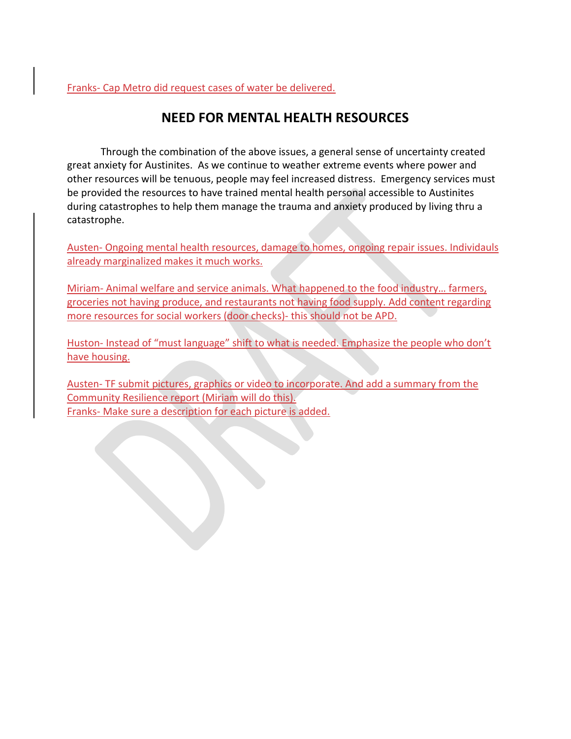Franks- Cap Metro did request cases of water be delivered.

## NEED FOR MENTAL HEALTH RESOURCES

Through the combination of the above issues, a general sense of uncertainty created great anxiety for Austinites. As we continue to weather extreme events where power and other resources will be tenuous, people may feel increased distress. Emergency services must be provided the resources to have trained mental health personal accessible to Austinites during catastrophes to help them manage the trauma and anxiety produced by living thru a catastrophe.

Austen- Ongoing mental health resources, damage to homes, ongoing repair issues. Individauls already marginalized makes it much works.

Miriam- Animal welfare and service animals. What happened to the food industry… farmers, groceries not having produce, and restaurants not having food supply. Add content regarding more resources for social workers (door checks)- this should not be APD.

Huston- Instead of "must language" shift to what is needed. Emphasize the people who don't have housing.

Austen- TF submit pictures, graphics or video to incorporate. And add a summary from the Community Resilience report (Miriam will do this).
Franks- Make sure a description for each picture is added.